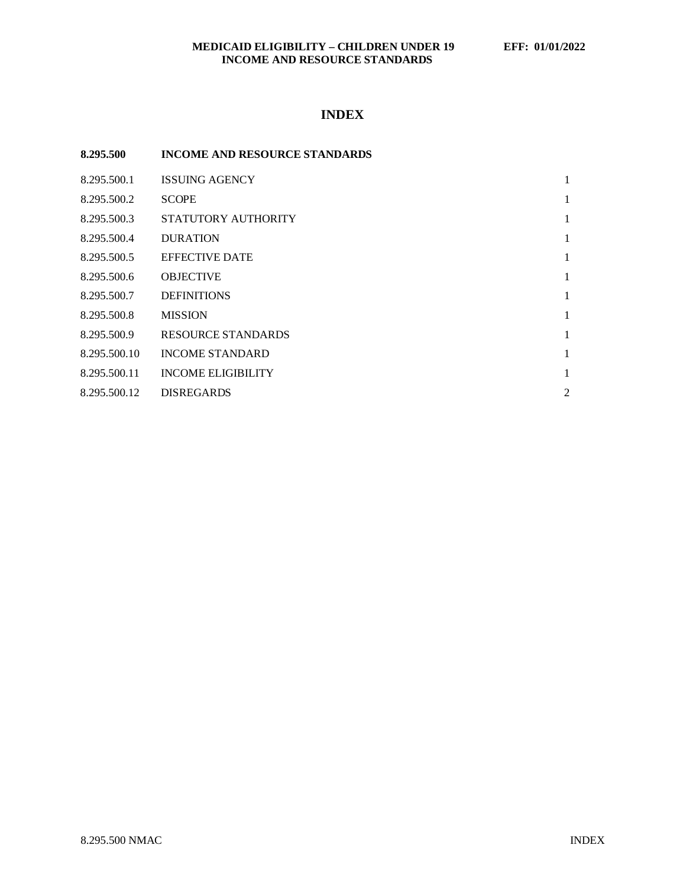# INDEX

| 8.295.500 | INCOME AND RESOURCE STANDARDS | |
|---|---|---|
| 8.295.500.1 | ISSUING AGENCY | 1 |
| 8.295.500.2 | SCOPE | 1 |
| 8.295.500.3 | STATUTORY AUTHORITY | 1 |
| 8.295.500.4 | DURATION | 1 |
| 8.295.500.5 | EFFECTIVE DATE | 1 |
| 8.295.500.6 | OBJECTIVE | 1 |
| 8.295.500.7 | DEFINITIONS | 1 |
| 8.295.500.8 | MISSION | 1 |
| 8.295.500.9 | RESOURCE STANDARDS | 1 |
| 8.295.500.10 | INCOME STANDARD | 1 |
| 8.295.500.11 | INCOME ELIGIBILITY | 1 |
| 8.295.500.12 | DISREGARDS | 2 |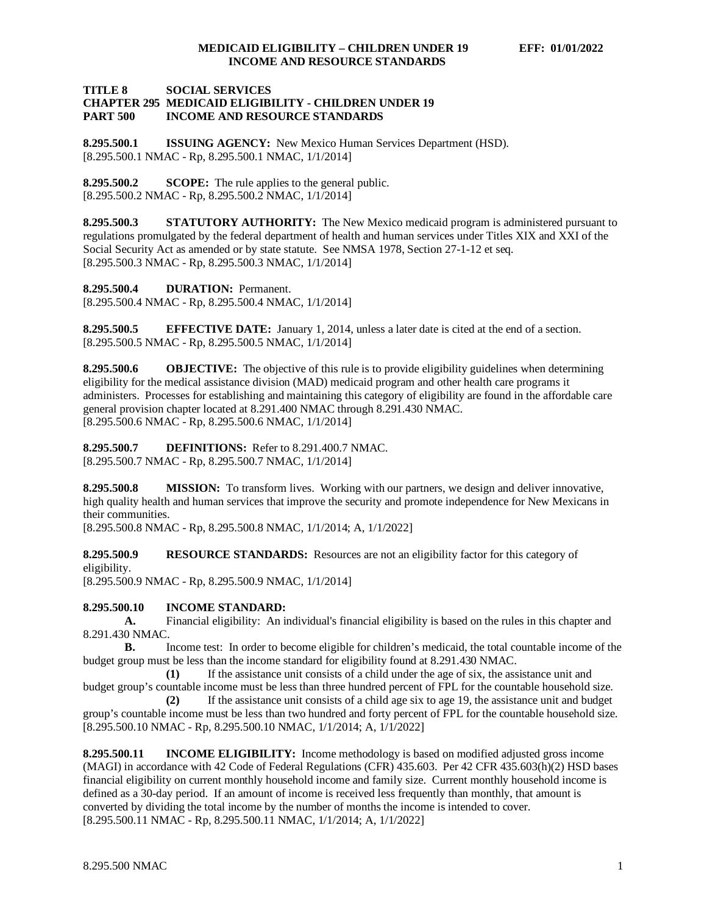**TITLE 8 SOCIAL SERVICES**
**CHAPTER 295 MEDICAID ELIGIBILITY - CHILDREN UNDER 19**
**PART 500 INCOME AND RESOURCE STANDARDS**

**8.295.500.1 ISSUING AGENCY:** New Mexico Human Services Department (HSD).
[8.295.500.1 NMAC - Rp, 8.295.500.1 NMAC, 1/1/2014]

**8.295.500.2 SCOPE:** The rule applies to the general public.
[8.295.500.2 NMAC - Rp, 8.295.500.2 NMAC, 1/1/2014]

**8.295.500.3 STATUTORY AUTHORITY:** The New Mexico medicaid program is administered pursuant to regulations promulgated by the federal department of health and human services under Titles XIX and XXI of the Social Security Act as amended or by state statute. See NMSA 1978, Section 27-1-12 et seq.
[8.295.500.3 NMAC - Rp, 8.295.500.3 NMAC, 1/1/2014]

**8.295.500.4 DURATION:** Permanent.
[8.295.500.4 NMAC - Rp, 8.295.500.4 NMAC, 1/1/2014]

**8.295.500.5 EFFECTIVE DATE:** January 1, 2014, unless a later date is cited at the end of a section.
[8.295.500.5 NMAC - Rp, 8.295.500.5 NMAC, 1/1/2014]

**8.295.500.6 OBJECTIVE:** The objective of this rule is to provide eligibility guidelines when determining eligibility for the medical assistance division (MAD) medicaid program and other health care programs it administers. Processes for establishing and maintaining this category of eligibility are found in the affordable care general provision chapter located at 8.291.400 NMAC through 8.291.430 NMAC.
[8.295.500.6 NMAC - Rp, 8.295.500.6 NMAC, 1/1/2014]

**8.295.500.7 DEFINITIONS:** Refer to 8.291.400.7 NMAC.
[8.295.500.7 NMAC - Rp, 8.295.500.7 NMAC, 1/1/2014]

**8.295.500.8 MISSION:** To transform lives. Working with our partners, we design and deliver innovative, high quality health and human services that improve the security and promote independence for New Mexicans in their communities.
[8.295.500.8 NMAC - Rp, 8.295.500.8 NMAC, 1/1/2014; A, 1/1/2022]

**8.295.500.9 RESOURCE STANDARDS:** Resources are not an eligibility factor for this category of eligibility.
[8.295.500.9 NMAC - Rp, 8.295.500.9 NMAC, 1/1/2014]

**8.295.500.10 INCOME STANDARD:**

**A.** Financial eligibility: An individual's financial eligibility is based on the rules in this chapter and 8.291.430 NMAC.

**B.** Income test: In order to become eligible for children's medicaid, the total countable income of the budget group must be less than the income standard for eligibility found at 8.291.430 NMAC.

**(1)** If the assistance unit consists of a child under the age of six, the assistance unit and budget group's countable income must be less than three hundred percent of FPL for the countable household size.

**(2)** If the assistance unit consists of a child age six to age 19, the assistance unit and budget group's countable income must be less than two hundred and forty percent of FPL for the countable household size.

[8.295.500.10 NMAC - Rp, 8.295.500.10 NMAC, 1/1/2014; A, 1/1/2022]

**8.295.500.11 INCOME ELIGIBILITY:** Income methodology is based on modified adjusted gross income (MAGI) in accordance with 42 Code of Federal Regulations (CFR) 435.603. Per 42 CFR 435.603(h)(2) HSD bases financial eligibility on current monthly household income and family size. Current monthly household income is defined as a 30-day period. If an amount of income is received less frequently than monthly, that amount is converted by dividing the total income by the number of months the income is intended to cover.
[8.295.500.11 NMAC - Rp, 8.295.500.11 NMAC, 1/1/2014; A, 1/1/2022]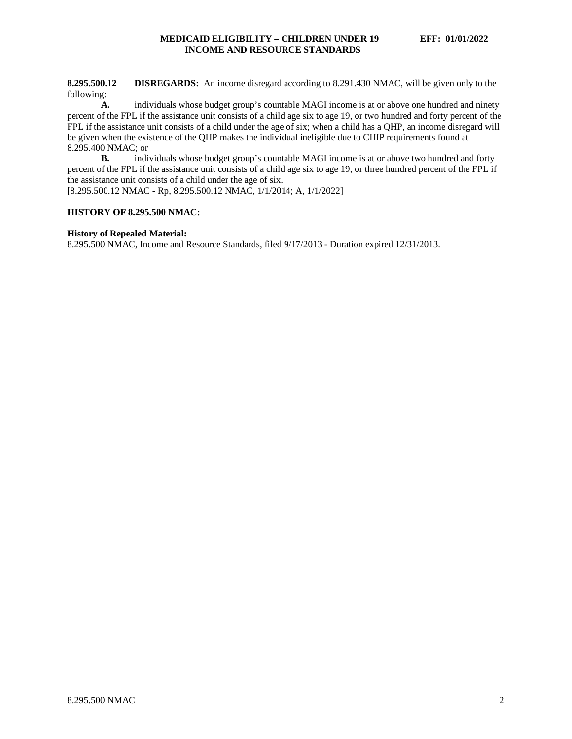**8.295.500.12 DISREGARDS:** An income disregard according to 8.291.430 NMAC, will be given only to the following:

**A.** individuals whose budget group's countable MAGI income is at or above one hundred and ninety percent of the FPL if the assistance unit consists of a child age six to age 19, or two hundred and forty percent of the FPL if the assistance unit consists of a child under the age of six; when a child has a QHP, an income disregard will be given when the existence of the QHP makes the individual ineligible due to CHIP requirements found at 8.295.400 NMAC; or

**B.** individuals whose budget group's countable MAGI income is at or above two hundred and forty percent of the FPL if the assistance unit consists of a child age six to age 19, or three hundred percent of the FPL if the assistance unit consists of a child under the age of six.

[8.295.500.12 NMAC - Rp, 8.295.500.12 NMAC, 1/1/2014; A, 1/1/2022]

**HISTORY OF 8.295.500 NMAC:**

**History of Repealed Material:**

8.295.500 NMAC, Income and Resource Standards, filed 9/17/2013 - Duration expired 12/31/2013.